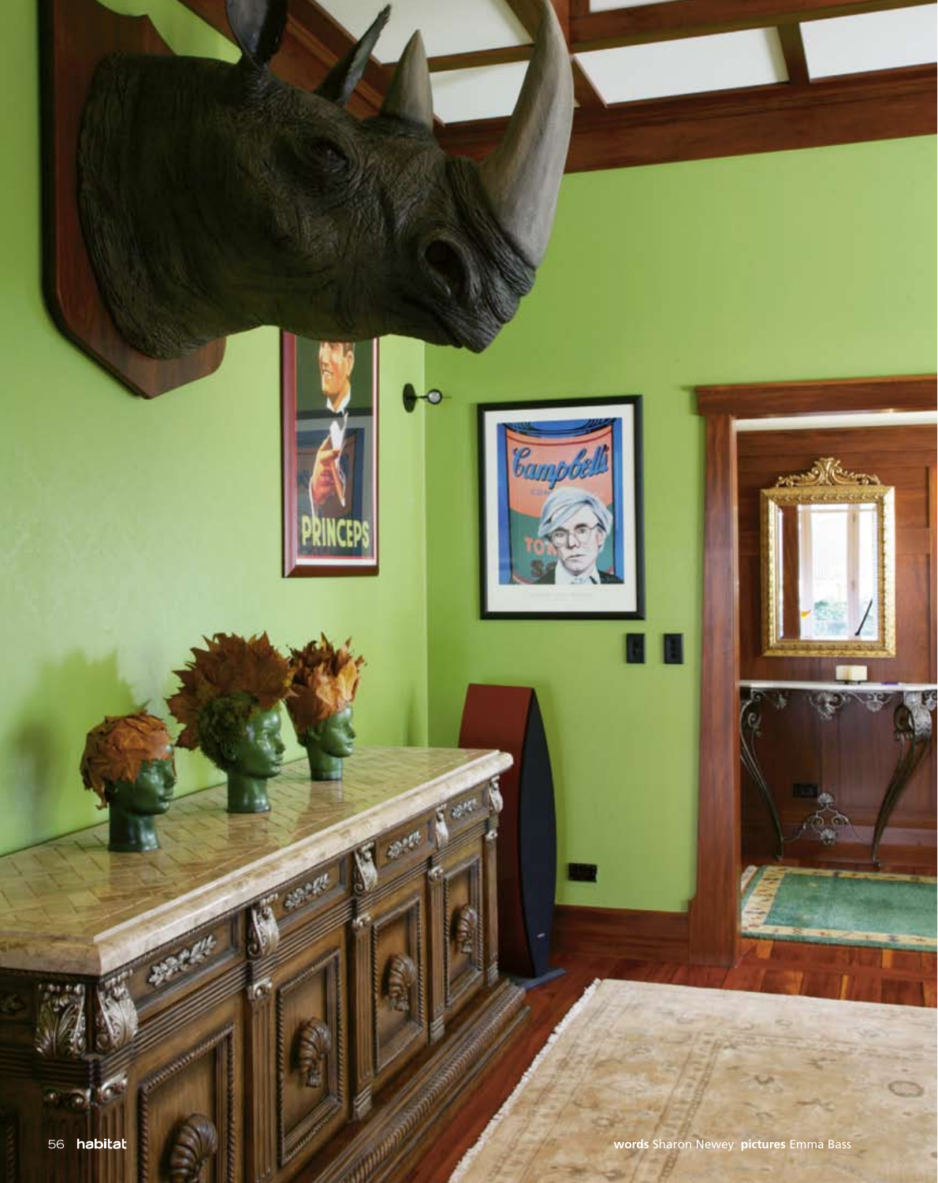words Sharon Newey pictures Emma Bass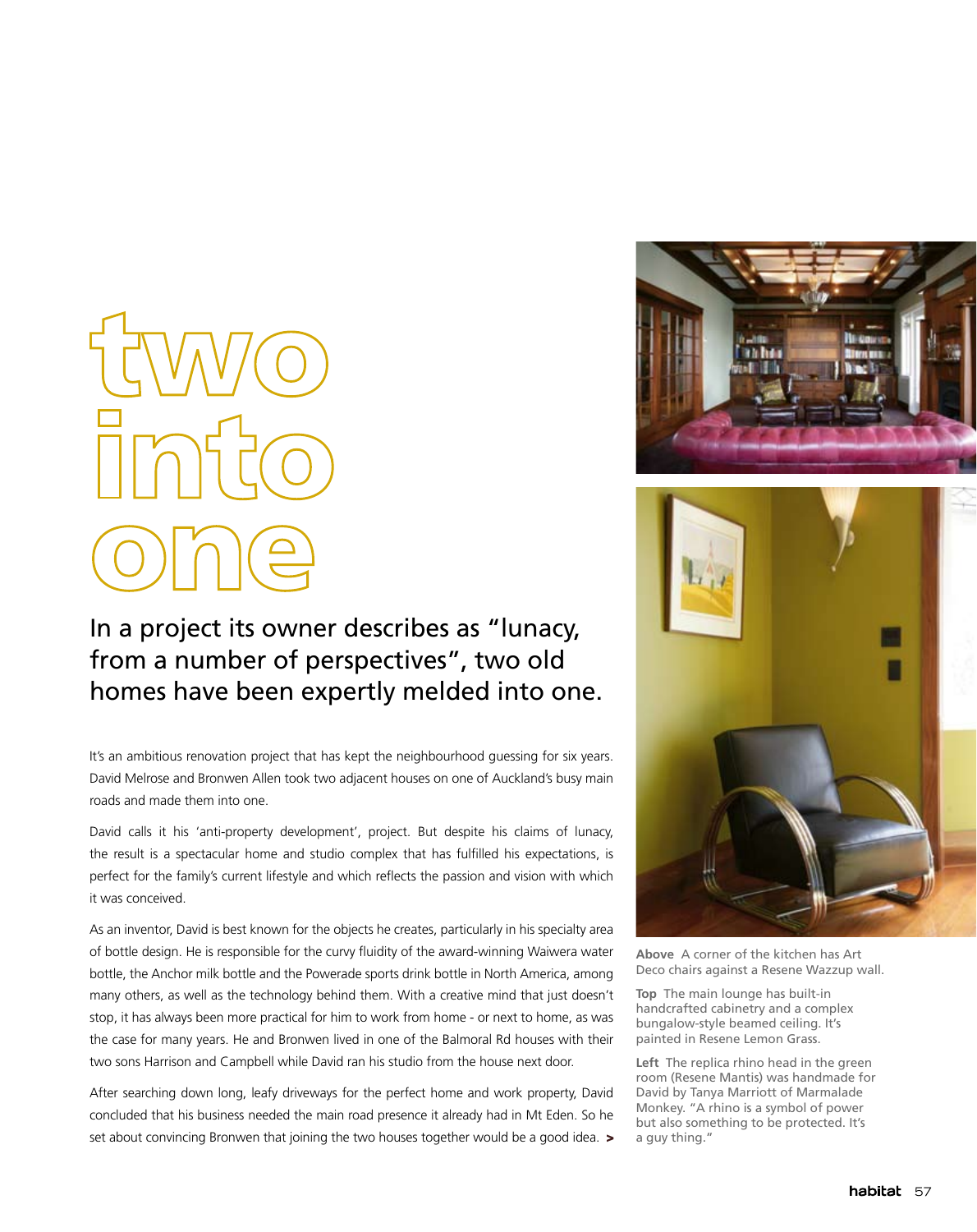# two into one

## In a project its owner describes as "lunacy, from a number of perspectives", two old homes have been expertly melded into one.

It's an ambitious renovation project that has kept the neighbourhood guessing for six years. David Melrose and Bronwen Allen took two adjacent houses on one of Auckland's busy main roads and made them into one.

David calls it his 'anti-property development', project. But despite his claims of lunacy, the result is a spectacular home and studio complex that has fulfilled his expectations, is perfect for the family's current lifestyle and which reflects the passion and vision with which it was conceived.

As an inventor, David is best known for the objects he creates, particularly in his specialty area of bottle design. He is responsible for the curvy fluidity of the award-winning Waiwera water bottle, the Anchor milk bottle and the Powerade sports drink bottle in North America, among many others, as well as the technology behind them. With a creative mind that just doesn't stop, it has always been more practical for him to work from home - or next to home, as was the case for many years. He and Bronwen lived in one of the Balmoral Rd houses with their two sons Harrison and Campbell while David ran his studio from the house next door.

After searching down long, leafy driveways for the perfect home and work property, David concluded that his business needed the main road presence it already had in Mt Eden. So he set about convincing Bronwen that joining the two houses together would be a good idea. >

**Above** A corner of the kitchen has Art Deco chairs against a Resene Wazzup wall.

**Top** The main lounge has built-in handcrafted cabinetry and a complex bungalow-style beamed ceiling. It's painted in Resene Lemon Grass.

**Left** The replica rhino head in the green room (Resene Mantis) was handmade for David by Tanya Marriott of Marmalade Monkey. "A rhino is a symbol of power but also something to be protected. It's a guy thing."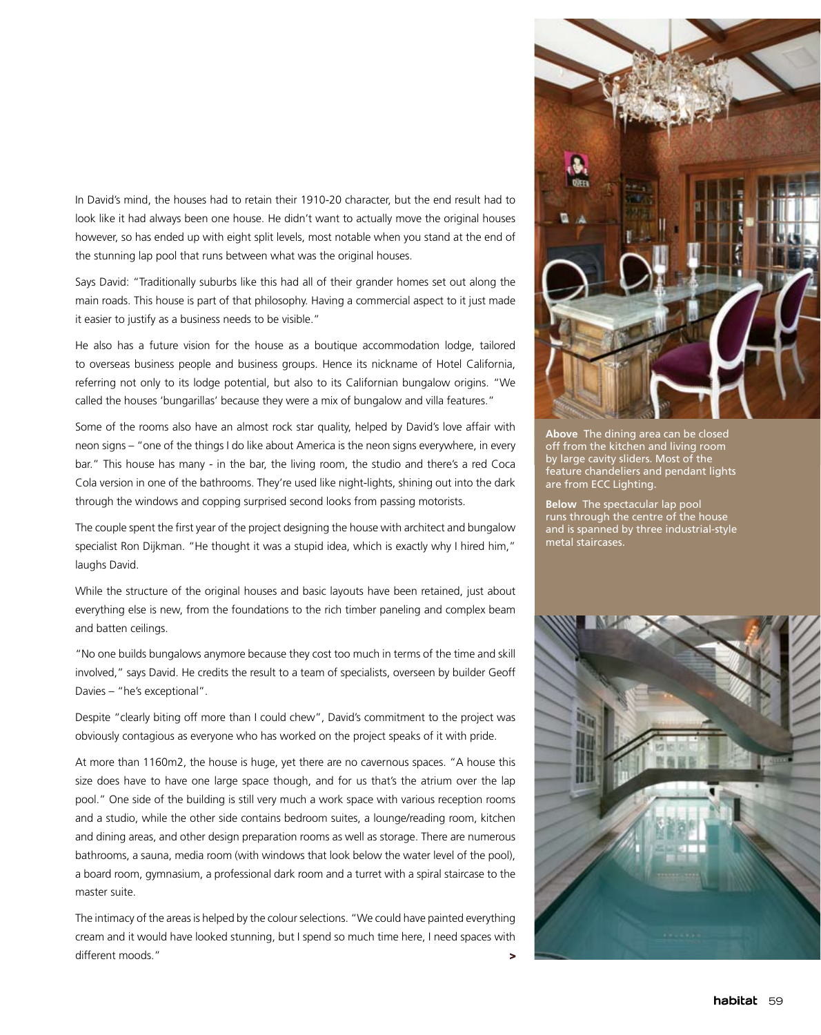In David's mind, the houses had to retain their 1910-20 character, but the end result had to look like it had always been one house. He didn't want to actually move the original houses however, so has ended up with eight split levels, most notable when you stand at the end of the stunning lap pool that runs between what was the original houses.

Says David: "Traditionally suburbs like this had all of their grander homes set out along the main roads. This house is part of that philosophy. Having a commercial aspect to it just made it easier to justify as a business needs to be visible."

He also has a future vision for the house as a boutique accommodation lodge, tailored to overseas business people and business groups. Hence its nickname of Hotel California, referring not only to its lodge potential, but also to its Californian bungalow origins. "We called the houses 'bungarillas' because they were a mix of bungalow and villa features."

Some of the rooms also have an almost rock star quality, helped by David's love affair with neon signs – "one of the things I do like about America is the neon signs everywhere, in every bar." This house has many - in the bar, the living room, the studio and there's a red Coca Cola version in one of the bathrooms. They're used like night-lights, shining out into the dark through the windows and copping surprised second looks from passing motorists.

The couple spent the first year of the project designing the house with architect and bungalow specialist Ron Dijkman. "He thought it was a stupid idea, which is exactly why I hired him," laughs David.

While the structure of the original houses and basic layouts have been retained, just about everything else is new, from the foundations to the rich timber paneling and complex beam and batten ceilings.

"No one builds bungalows anymore because they cost too much in terms of the time and skill involved," says David. He credits the result to a team of specialists, overseen by builder Geoff Davies – "he's exceptional".

Despite "clearly biting off more than I could chew", David's commitment to the project was obviously contagious as everyone who has worked on the project speaks of it with pride.

At more than 1160m2, the house is huge, yet there are no cavernous spaces. "A house this size does have to have one large space though, and for us that's the atrium over the lap pool." One side of the building is still very much a work space with various reception rooms and a studio, while the other side contains bedroom suites, a lounge/reading room, kitchen and dining areas, and other design preparation rooms as well as storage. There are numerous bathrooms, a sauna, media room (with windows that look below the water level of the pool), a board room, gymnasium, a professional dark room and a turret with a spiral staircase to the master suite.

The intimacy of the areas is helped by the colour selections. "We could have painted everything cream and it would have looked stunning, but I spend so much time here, I need spaces with different moods." >

**Above** The dining area can be closed off from the kitchen and living room by large cavity sliders. Most of the feature chandeliers and pendant lights are from ECC Lighting.

**Below** The spectacular lap pool runs through the centre of the house and is spanned by three industrial-style metal staircases.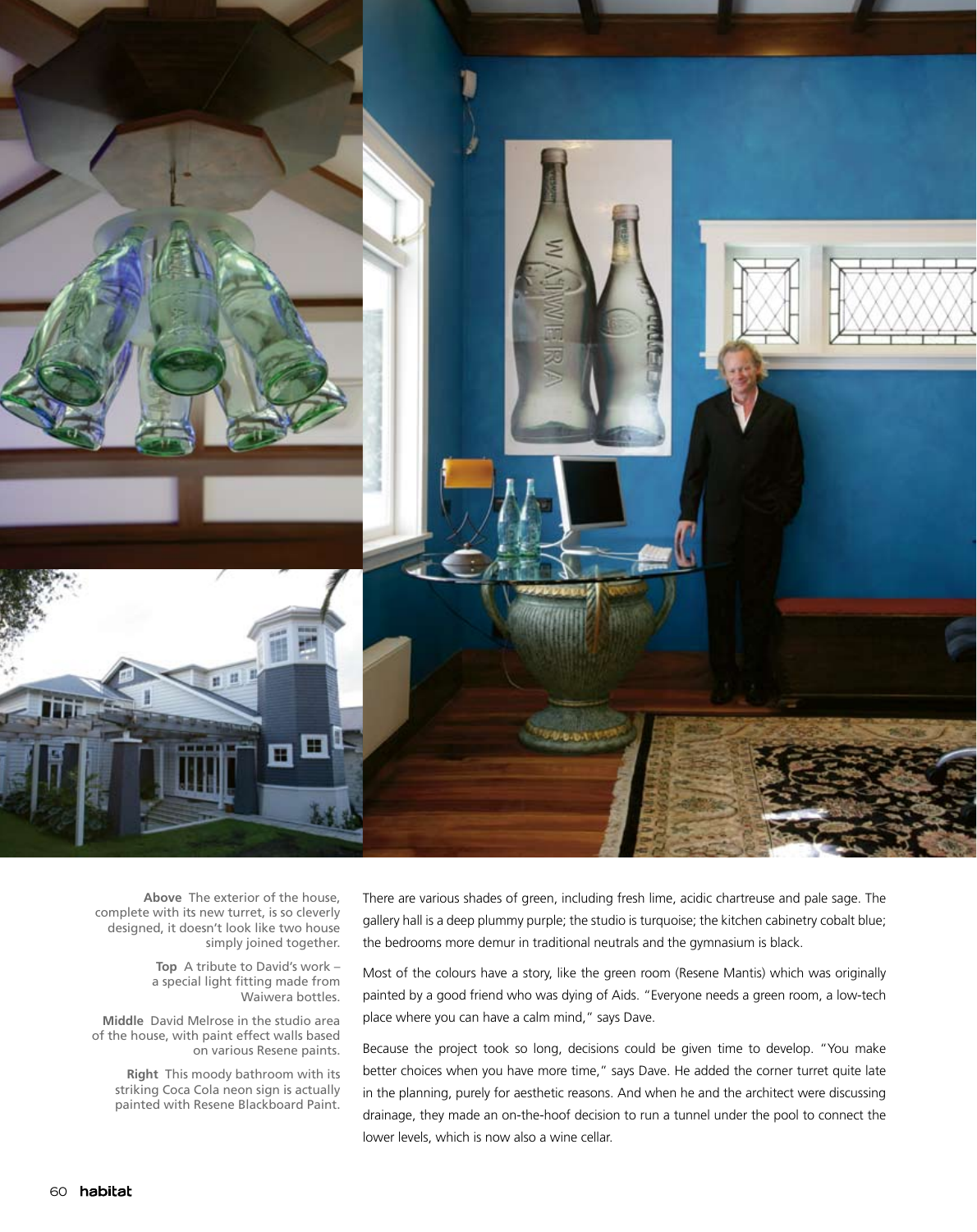**Above** The exterior of the house, complete with its new turret, is so cleverly designed, it doesn't look like two house simply joined together.

**Top** A tribute to David's work – a special light fitting made from Waiwera bottles.

**Middle** David Melrose in the studio area of the house, with paint effect walls based on various Resene paints.

**Right** This moody bathroom with its striking Coca Cola neon sign is actually painted with Resene Blackboard Paint.

There are various shades of green, including fresh lime, acidic chartreuse and pale sage. The gallery hall is a deep plummy purple; the studio is turquoise; the kitchen cabinetry cobalt blue; the bedrooms more demur in traditional neutrals and the gymnasium is black.

Most of the colours have a story, like the green room (Resene Mantis) which was originally painted by a good friend who was dying of Aids. "Everyone needs a green room, a low-tech place where you can have a calm mind," says Dave.

Because the project took so long, decisions could be given time to develop. "You make better choices when you have more time," says Dave. He added the corner turret quite late in the planning, purely for aesthetic reasons. And when he and the architect were discussing drainage, they made an on-the-hoof decision to run a tunnel under the pool to connect the lower levels, which is now also a wine cellar.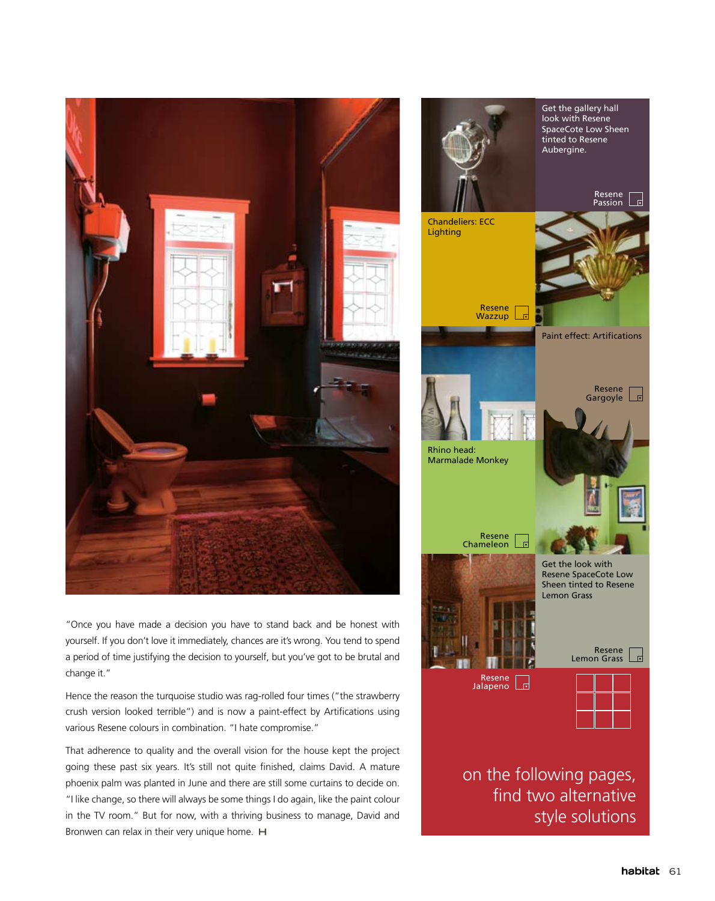"Once you have made a decision you have to stand back and be honest with yourself. If you don't love it immediately, chances are it's wrong. You tend to spend a period of time justifying the decision to yourself, but you've got to be brutal and change it."

Hence the reason the turquoise studio was rag-rolled four times ("the strawberry crush version looked terrible") and is now a paint-effect by Artifications using various Resene colours in combination. "I hate compromise."

That adherence to quality and the overall vision for the house kept the project going these past six years. It's still not quite finished, claims David. A mature phoenix palm was planted in June and there are still some curtains to decide on. "I like change, so there will always be some things I do again, like the paint colour in the TV room." But for now, with a thriving business to manage, David and Bronwen can relax in their very unique home.

Get the gallery hall look with Resene SpaceCote Low Sheen tinted to Resene Aubergine.

Resene Passion

Chandeliers: ECC Lighting

Resene Wazzup

Paint effect: Artifications

Resene Gargoyle

Rhino head: Marmalade Monkey

Resene Chameleon

Get the look with Resene SpaceCote Low Sheen tinted to Resene Lemon Grass

Resene Lemon Grass

Resene Jalapeno

on the following pages, find two alternative style solutions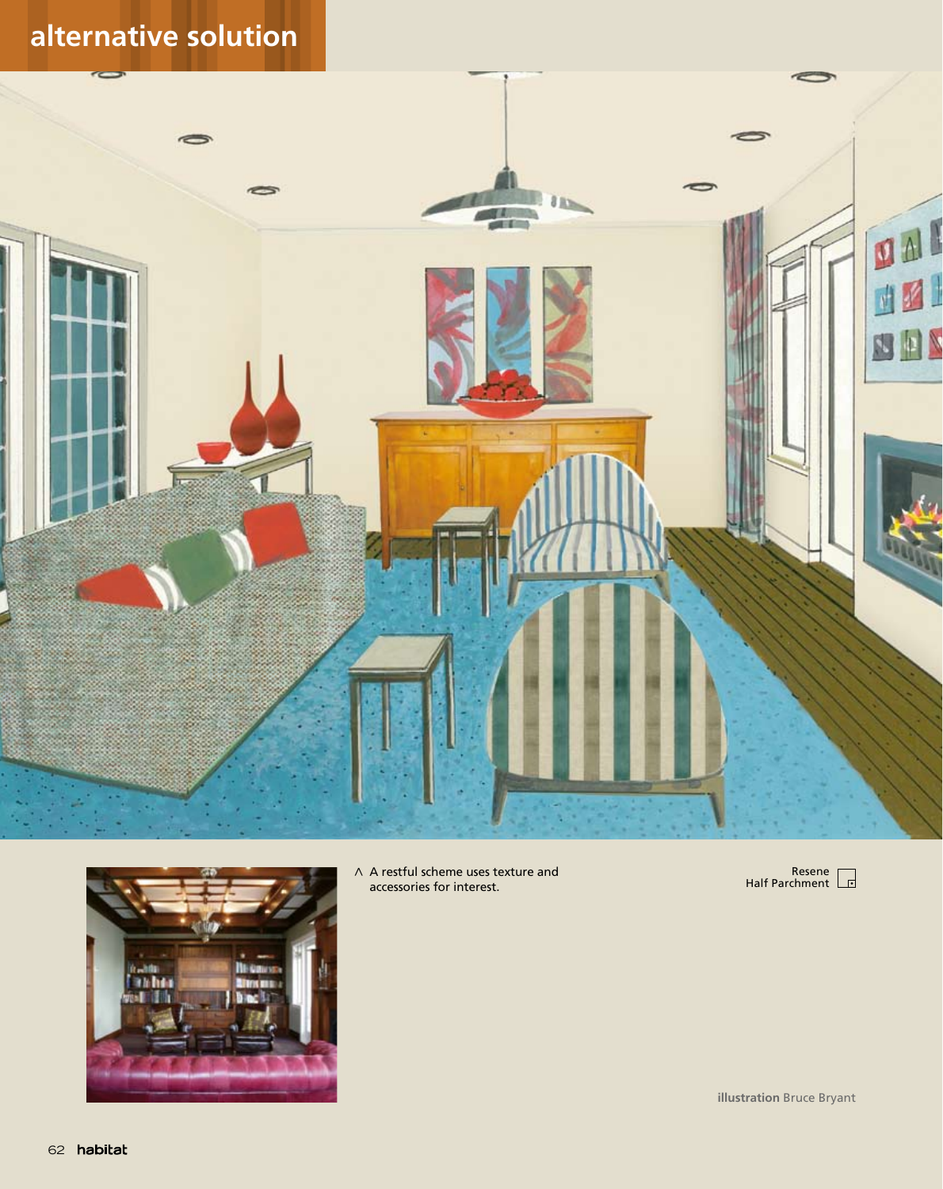## alternative solution

^ A restful scheme uses texture and accessories for interest.

Resene Half Parchment

**illustration** Bruce Bryant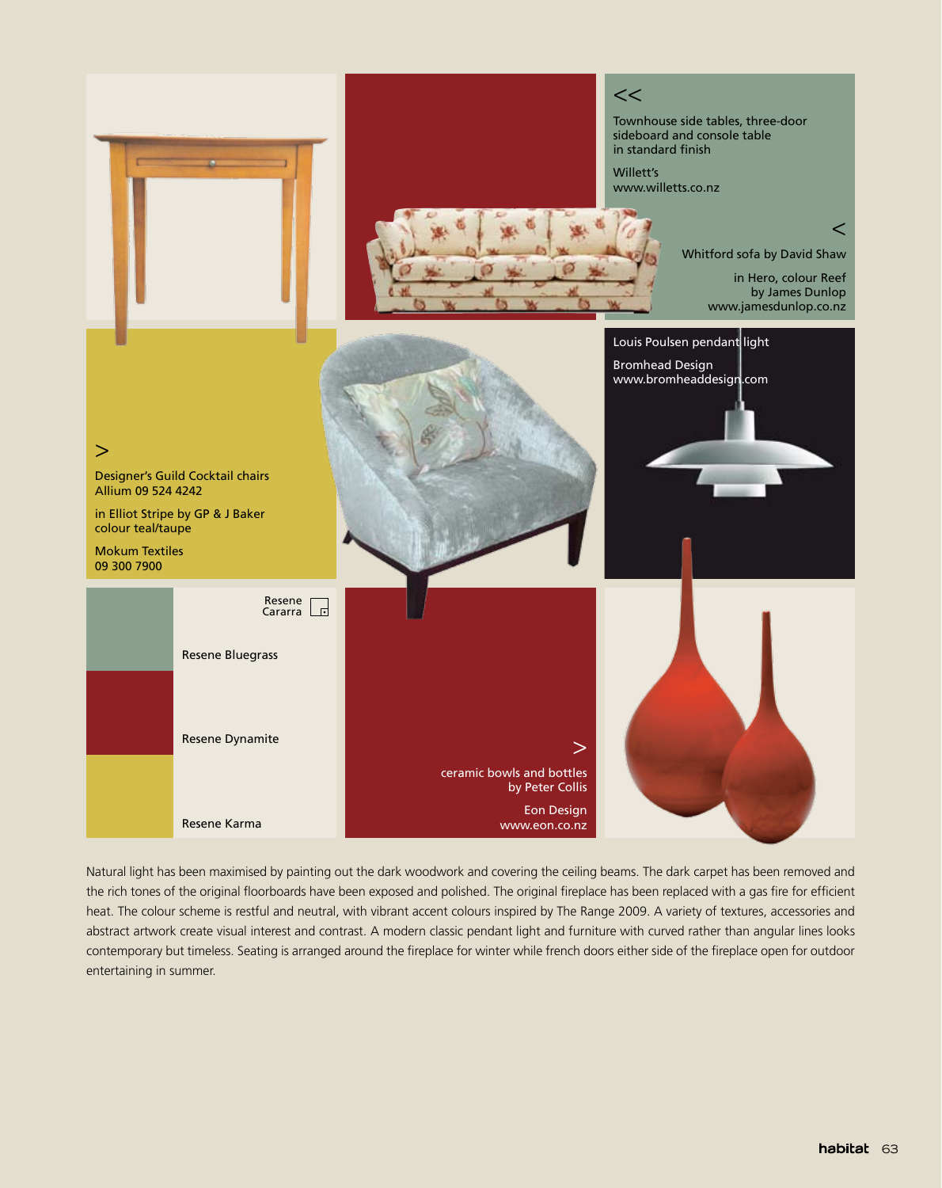<<

Townhouse side tables, three-door sideboard and console table in standard finish

Willett's
www.willetts.co.nz

<

Whitford sofa by David Shaw

in Hero, colour Reef by James Dunlop
www.jamesdunlop.co.nz

Louis Poulsen pendant light

Bromhead Design
www.bromheaddesign.com

>

Designer's Guild Cocktail chairs
Allium 09 524 4242

in Elliot Stripe by GP & J Baker colour teal/taupe

Mokum Textiles
09 300 7900

Resene Cararra

Resene Bluegrass

Resene Dynamite

Resene Karma

>

ceramic bowls and bottles by Peter Collis

Eon Design
www.eon.co.nz

Natural light has been maximised by painting out the dark woodwork and covering the ceiling beams. The dark carpet has been removed and the rich tones of the original floorboards have been exposed and polished. The original fireplace has been replaced with a gas fire for efficient heat. The colour scheme is restful and neutral, with vibrant accent colours inspired by The Range 2009. A variety of textures, accessories and abstract artwork create visual interest and contrast. A modern classic pendant light and furniture with curved rather than angular lines looks contemporary but timeless. Seating is arranged around the fireplace for winter while french doors either side of the fireplace open for outdoor entertaining in summer.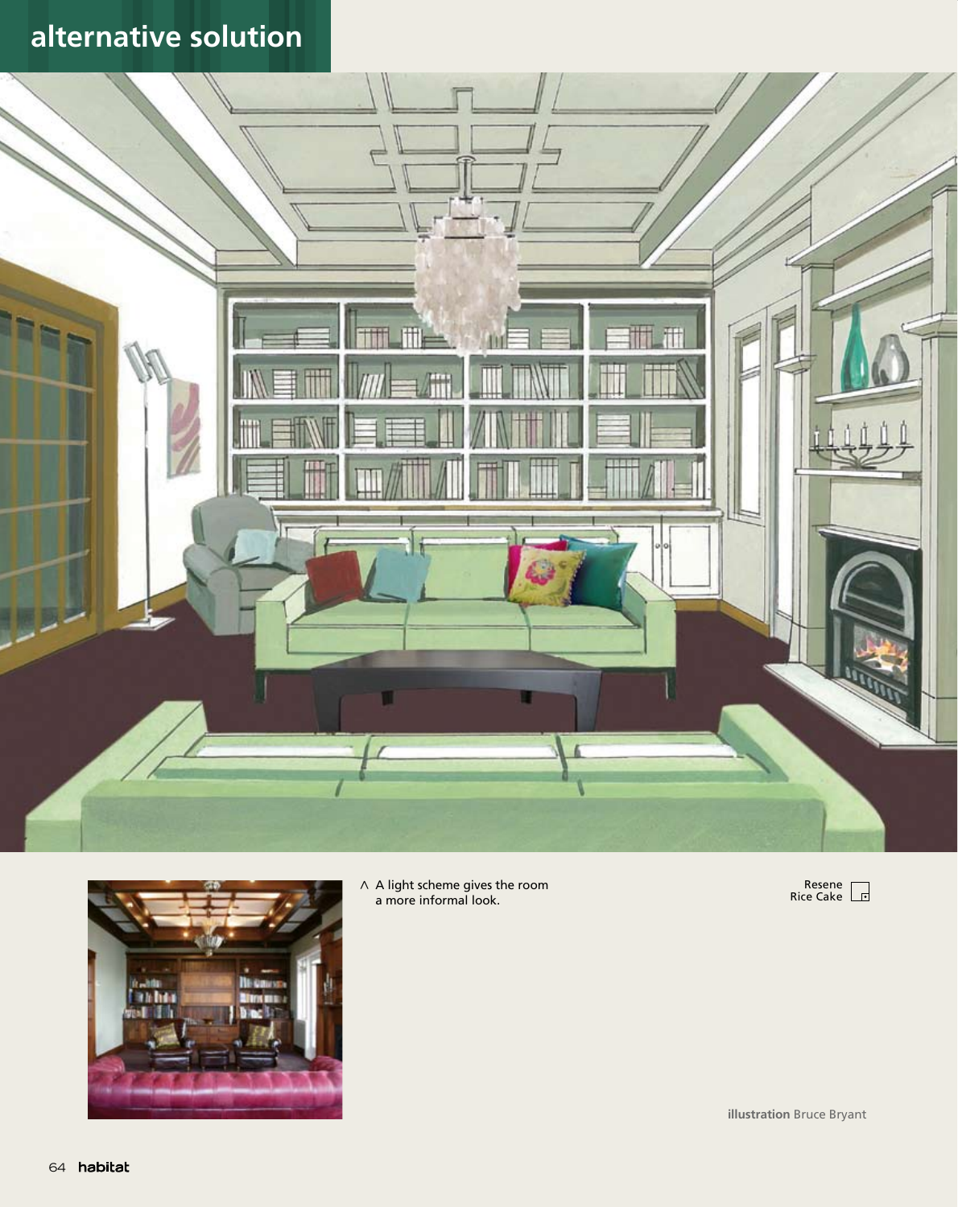## alternative solution

^ A light scheme gives the room a more informal look.

Resene Rice Cake

**illustration** Bruce Bryant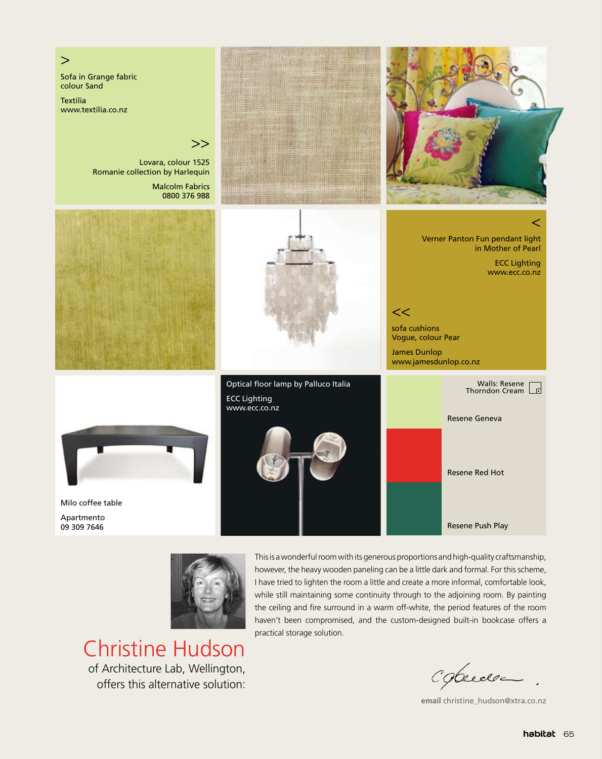>

Sofa in Grange fabric
colour Sand

Textilia
www.textilia.co.nz

>>

Lovara, colour 1525
Romanie collection by Harlequin

Malcolm Fabrics
0800 376 988

<

Verner Panton Fun pendant light
in Mother of Pearl

ECC Lighting
www.ecc.co.nz

<<

sofa cushions
Vogue, colour Pear

James Dunlop
www.jamesdunlop.co.nz

Milo coffee table

Apartmento
09 309 7646

Optical floor lamp by Palluco Italia

ECC Lighting
www.ecc.co.nz

Walls: Resene Thorndon Cream

Resene Geneva

Resene Red Hot

Resene Push Play

## Christine Hudson

of Architecture Lab, Wellington, offers this alternative solution:

This is a wonderful room with its generous proportions and high-quality craftsmanship, however, the heavy wooden paneling can be a little dark and formal. For this scheme, I have tried to lighten the room a little and create a more informal, comfortable look, while still maintaining some continuity through to the adjoining room. By painting the ceiling and fire surround in a warm off-white, the period features of the room haven't been compromised, and the custom-designed built-in bookcase offers a practical storage solution.

**email** christine_hudson@xtra.co.nz